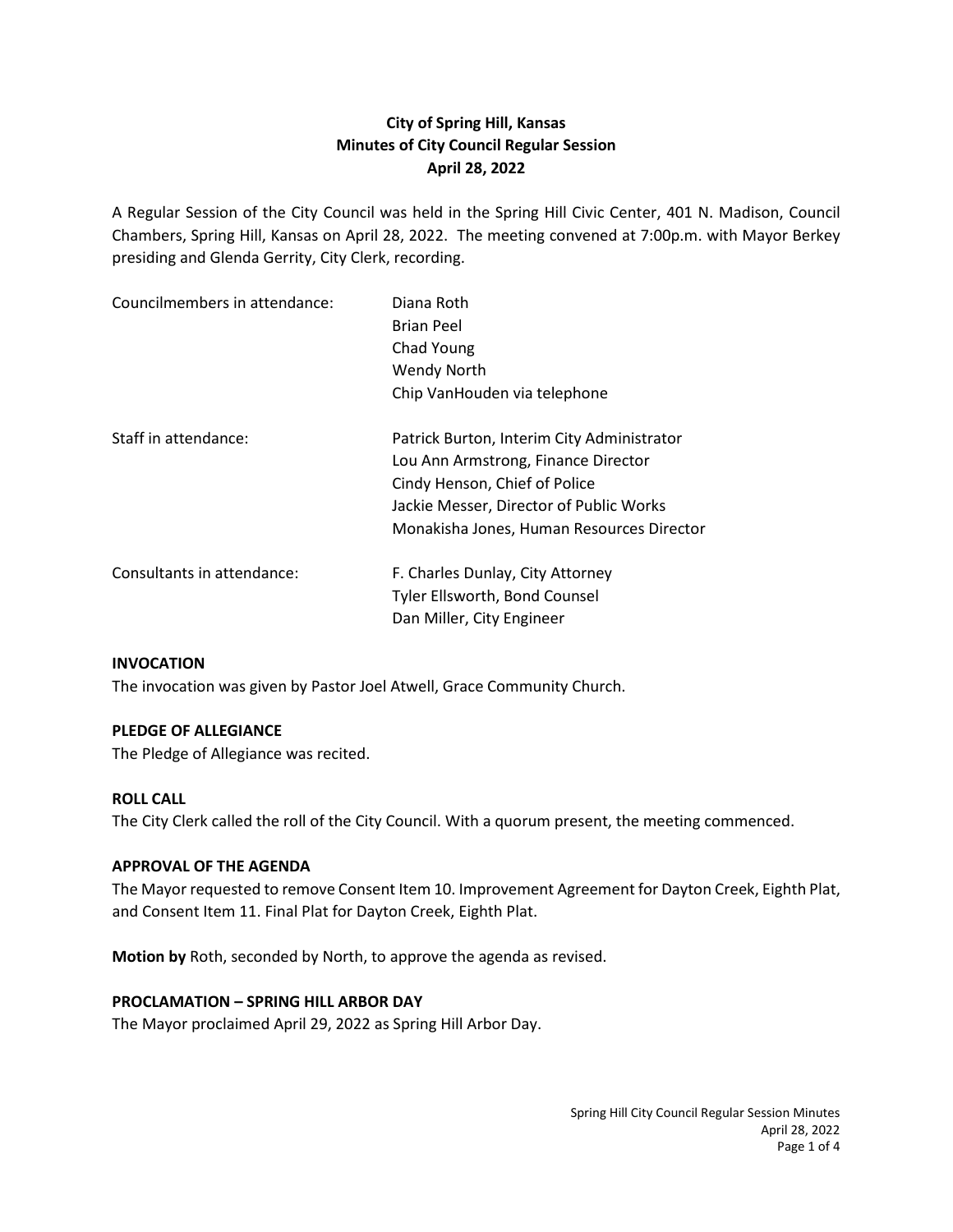# City of Spring Hill, Kansas
## Minutes of City Council Regular Session
### April 28, 2022

A Regular Session of the City Council was held in the Spring Hill Civic Center, 401 N. Madison, Council Chambers, Spring Hill, Kansas on April 28, 2022. The meeting convened at 7:00p.m. with Mayor Berkey presiding and Glenda Gerrity, City Clerk, recording.

| | |
|---|---|
| Councilmembers in attendance: | Diana Roth |
| | Brian Peel |
| | Chad Young |
| | Wendy North |
| | Chip VanHouden via telephone |
| Staff in attendance: | Patrick Burton, Interim City Administrator |
| | Lou Ann Armstrong, Finance Director |
| | Cindy Henson, Chief of Police |
| | Jackie Messer, Director of Public Works |
| | Monakisha Jones, Human Resources Director |
| Consultants in attendance: | F. Charles Dunlay, City Attorney |
| | Tyler Ellsworth, Bond Counsel |
| | Dan Miller, City Engineer |

**INVOCATION**

The invocation was given by Pastor Joel Atwell, Grace Community Church.

**PLEDGE OF ALLEGIANCE**

The Pledge of Allegiance was recited.

**ROLL CALL**

The City Clerk called the roll of the City Council. With a quorum present, the meeting commenced.

**APPROVAL OF THE AGENDA**

The Mayor requested to remove Consent Item 10. Improvement Agreement for Dayton Creek, Eighth Plat, and Consent Item 11. Final Plat for Dayton Creek, Eighth Plat.

**Motion by** Roth, seconded by North, to approve the agenda as revised.

**PROCLAMATION – SPRING HILL ARBOR DAY**

The Mayor proclaimed April 29, 2022 as Spring Hill Arbor Day.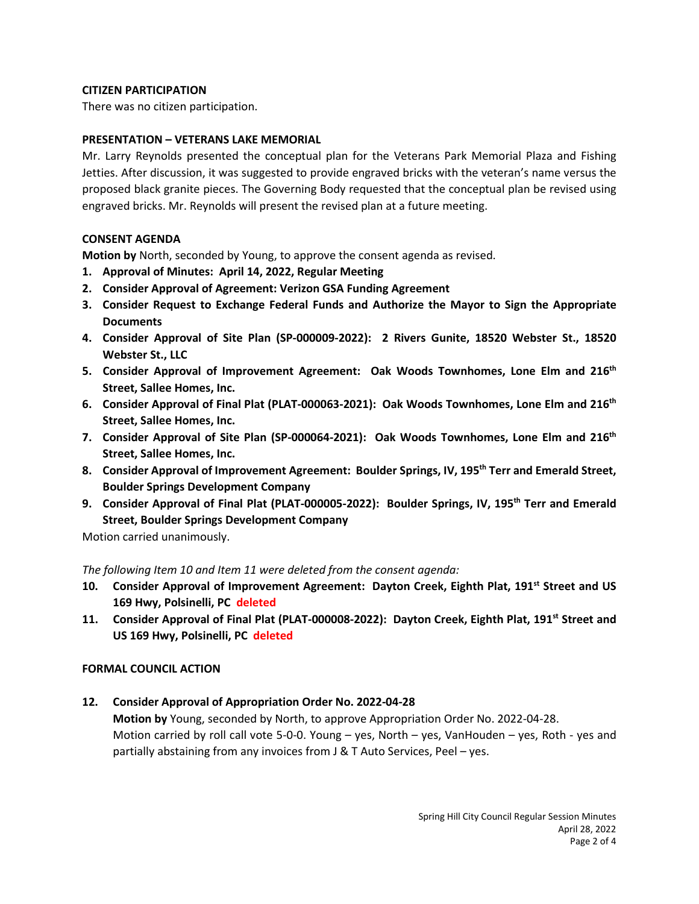**CITIZEN PARTICIPATION**

There was no citizen participation.

**PRESENTATION – VETERANS LAKE MEMORIAL**

Mr. Larry Reynolds presented the conceptual plan for the Veterans Park Memorial Plaza and Fishing Jetties. After discussion, it was suggested to provide engraved bricks with the veteran's name versus the proposed black granite pieces. The Governing Body requested that the conceptual plan be revised using engraved bricks. Mr. Reynolds will present the revised plan at a future meeting.

**CONSENT AGENDA**

**Motion by** North, seconded by Young, to approve the consent agenda as revised.

1. **Approval of Minutes: April 14, 2022, Regular Meeting**
2. **Consider Approval of Agreement: Verizon GSA Funding Agreement**
3. **Consider Request to Exchange Federal Funds and Authorize the Mayor to Sign the Appropriate Documents**
4. **Consider Approval of Site Plan (SP-000009-2022): 2 Rivers Gunite, 18520 Webster St., 18520 Webster St., LLC**
5. **Consider Approval of Improvement Agreement: Oak Woods Townhomes, Lone Elm and 216th Street, Sallee Homes, Inc.**
6. **Consider Approval of Final Plat (PLAT-000063-2021): Oak Woods Townhomes, Lone Elm and 216th Street, Sallee Homes, Inc.**
7. **Consider Approval of Site Plan (SP-000064-2021): Oak Woods Townhomes, Lone Elm and 216th Street, Sallee Homes, Inc.**
8. **Consider Approval of Improvement Agreement: Boulder Springs, IV, 195th Terr and Emerald Street, Boulder Springs Development Company**
9. **Consider Approval of Final Plat (PLAT-000005-2022): Boulder Springs, IV, 195th Terr and Emerald Street, Boulder Springs Development Company**

Motion carried unanimously.

*The following Item 10 and Item 11 were deleted from the consent agenda:*

10. **Consider Approval of Improvement Agreement: Dayton Creek, Eighth Plat, 191st Street and US 169 Hwy, Polsinelli, PC deleted**
11. **Consider Approval of Final Plat (PLAT-000008-2022): Dayton Creek, Eighth Plat, 191st Street and US 169 Hwy, Polsinelli, PC deleted**

**FORMAL COUNCIL ACTION**

12. **Consider Approval of Appropriation Order No. 2022-04-28**

    **Motion by** Young, seconded by North, to approve Appropriation Order No. 2022-04-28.
    Motion carried by roll call vote 5-0-0. Young – yes, North – yes, VanHouden – yes, Roth - yes and partially abstaining from any invoices from J & T Auto Services, Peel – yes.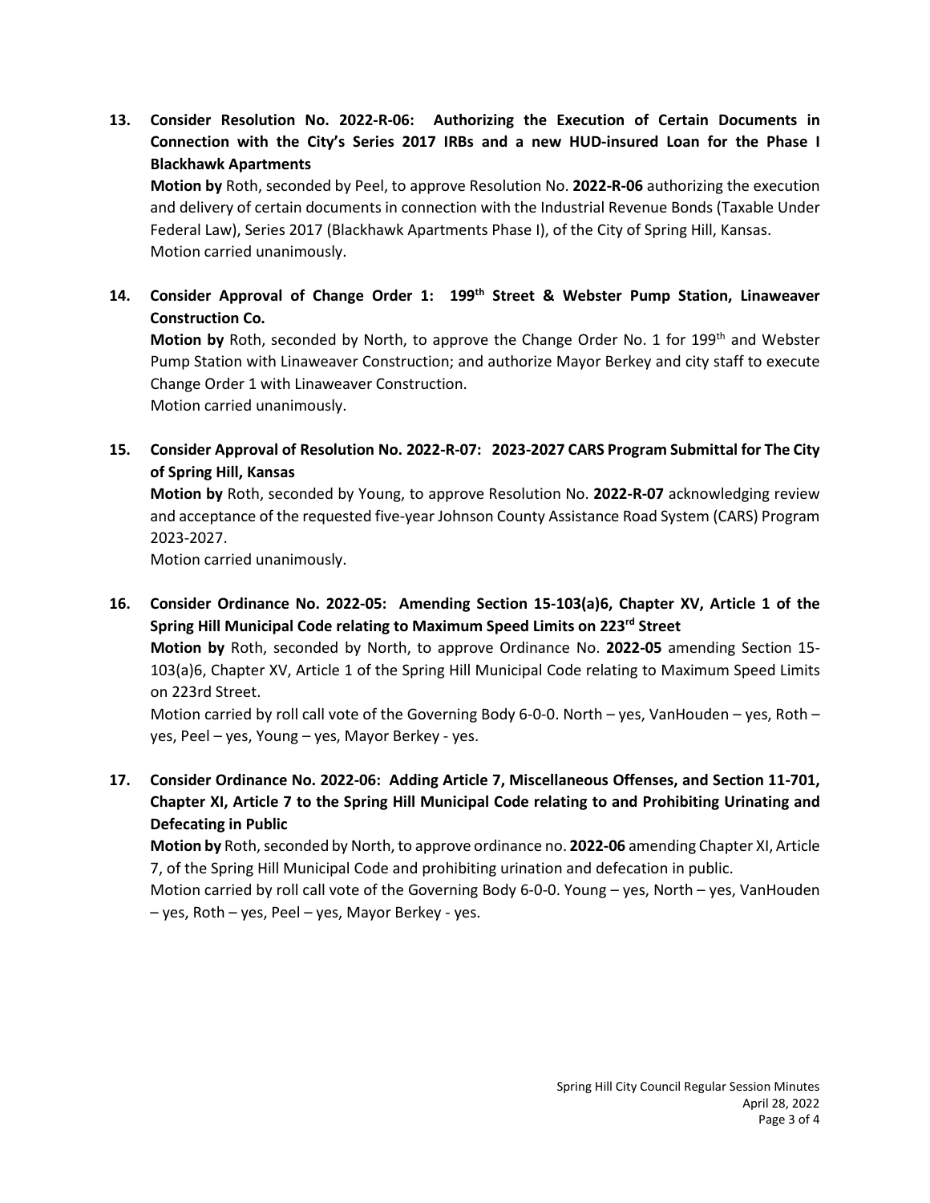**13. Consider Resolution No. 2022-R-06: Authorizing the Execution of Certain Documents in Connection with the City's Series 2017 IRBs and a new HUD-insured Loan for the Phase I Blackhawk Apartments**

**Motion by** Roth, seconded by Peel, to approve Resolution No. **2022-R-06** authorizing the execution and delivery of certain documents in connection with the Industrial Revenue Bonds (Taxable Under Federal Law), Series 2017 (Blackhawk Apartments Phase I), of the City of Spring Hill, Kansas.
Motion carried unanimously.

**14. Consider Approval of Change Order 1: 199th Street & Webster Pump Station, Linaweaver Construction Co.**

**Motion by** Roth, seconded by North, to approve the Change Order No. 1 for 199th and Webster Pump Station with Linaweaver Construction; and authorize Mayor Berkey and city staff to execute Change Order 1 with Linaweaver Construction.
Motion carried unanimously.

**15. Consider Approval of Resolution No. 2022-R-07: 2023-2027 CARS Program Submittal for The City of Spring Hill, Kansas**

**Motion by** Roth, seconded by Young, to approve Resolution No. **2022-R-07** acknowledging review and acceptance of the requested five-year Johnson County Assistance Road System (CARS) Program 2023-2027.
Motion carried unanimously.

**16. Consider Ordinance No. 2022-05: Amending Section 15-103(a)6, Chapter XV, Article 1 of the Spring Hill Municipal Code relating to Maximum Speed Limits on 223rd Street**

**Motion by** Roth, seconded by North, to approve Ordinance No. **2022-05** amending Section 15-103(a)6, Chapter XV, Article 1 of the Spring Hill Municipal Code relating to Maximum Speed Limits on 223rd Street.
Motion carried by roll call vote of the Governing Body 6-0-0. North – yes, VanHouden – yes, Roth – yes, Peel – yes, Young – yes, Mayor Berkey - yes.

**17. Consider Ordinance No. 2022-06: Adding Article 7, Miscellaneous Offenses, and Section 11-701, Chapter XI, Article 7 to the Spring Hill Municipal Code relating to and Prohibiting Urinating and Defecating in Public**

**Motion by** Roth, seconded by North, to approve ordinance no. **2022-06** amending Chapter XI, Article 7, of the Spring Hill Municipal Code and prohibiting urination and defecation in public.
Motion carried by roll call vote of the Governing Body 6-0-0. Young – yes, North – yes, VanHouden – yes, Roth – yes, Peel – yes, Mayor Berkey - yes.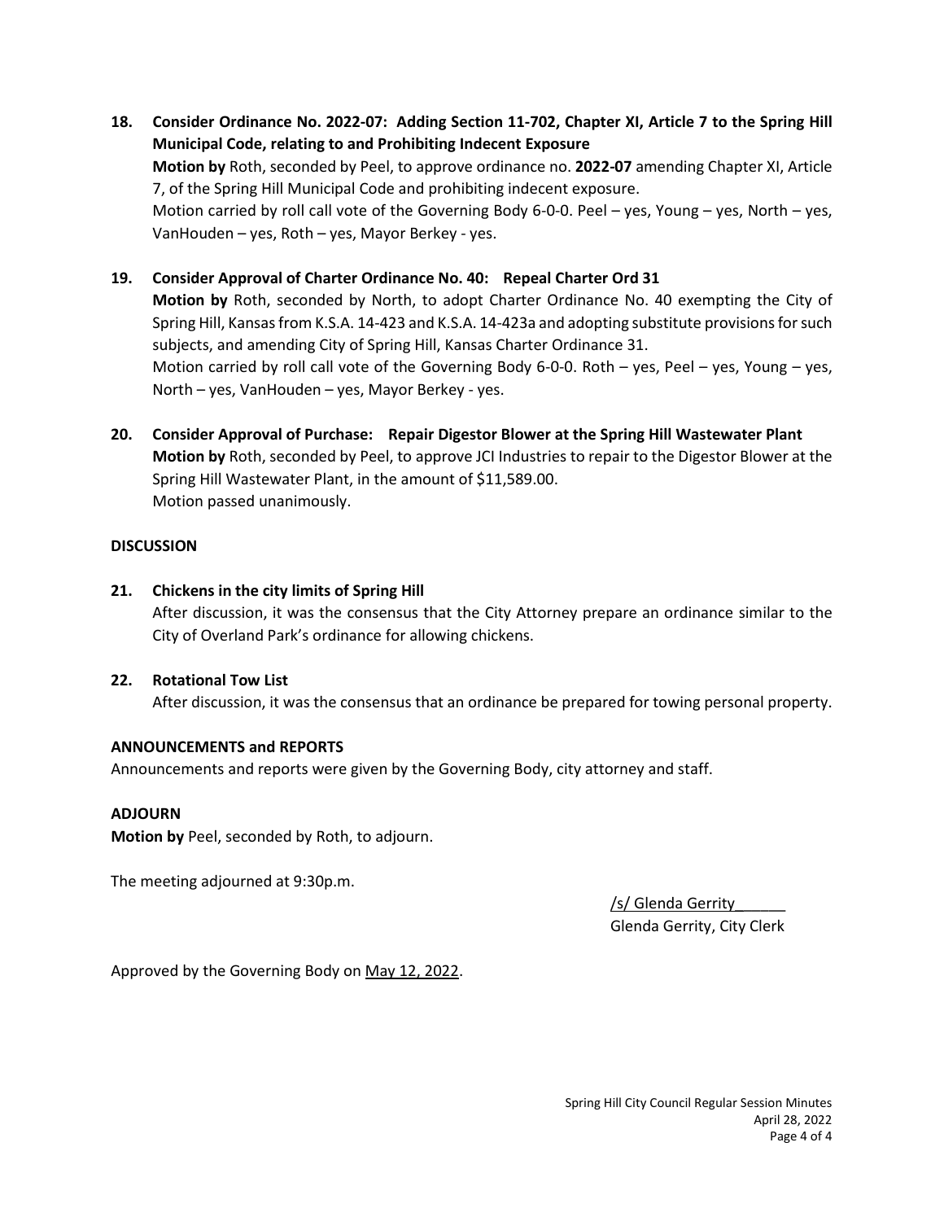**18. Consider Ordinance No. 2022-07: Adding Section 11-702, Chapter XI, Article 7 to the Spring Hill Municipal Code, relating to and Prohibiting Indecent Exposure**

**Motion by** Roth, seconded by Peel, to approve ordinance no. **2022-07** amending Chapter XI, Article 7, of the Spring Hill Municipal Code and prohibiting indecent exposure.

Motion carried by roll call vote of the Governing Body 6-0-0. Peel – yes, Young – yes, North – yes, VanHouden – yes, Roth – yes, Mayor Berkey - yes.

**19. Consider Approval of Charter Ordinance No. 40: Repeal Charter Ord 31**

**Motion by** Roth, seconded by North, to adopt Charter Ordinance No. 40 exempting the City of Spring Hill, Kansas from K.S.A. 14-423 and K.S.A. 14-423a and adopting substitute provisions for such subjects, and amending City of Spring Hill, Kansas Charter Ordinance 31.

Motion carried by roll call vote of the Governing Body 6-0-0. Roth – yes, Peel – yes, Young – yes, North – yes, VanHouden – yes, Mayor Berkey - yes.

**20. Consider Approval of Purchase: Repair Digestor Blower at the Spring Hill Wastewater Plant**

**Motion by** Roth, seconded by Peel, to approve JCI Industries to repair to the Digestor Blower at the Spring Hill Wastewater Plant, in the amount of $11,589.00.

Motion passed unanimously.

**DISCUSSION**

**21. Chickens in the city limits of Spring Hill**

After discussion, it was the consensus that the City Attorney prepare an ordinance similar to the City of Overland Park's ordinance for allowing chickens.

**22. Rotational Tow List**

After discussion, it was the consensus that an ordinance be prepared for towing personal property.

**ANNOUNCEMENTS and REPORTS**

Announcements and reports were given by the Governing Body, city attorney and staff.

**ADJOURN**

**Motion by** Peel, seconded by Roth, to adjourn.

The meeting adjourned at 9:30p.m.

/s/ Glenda Gerrity______
Glenda Gerrity, City Clerk

Approved by the Governing Body on May 12, 2022.